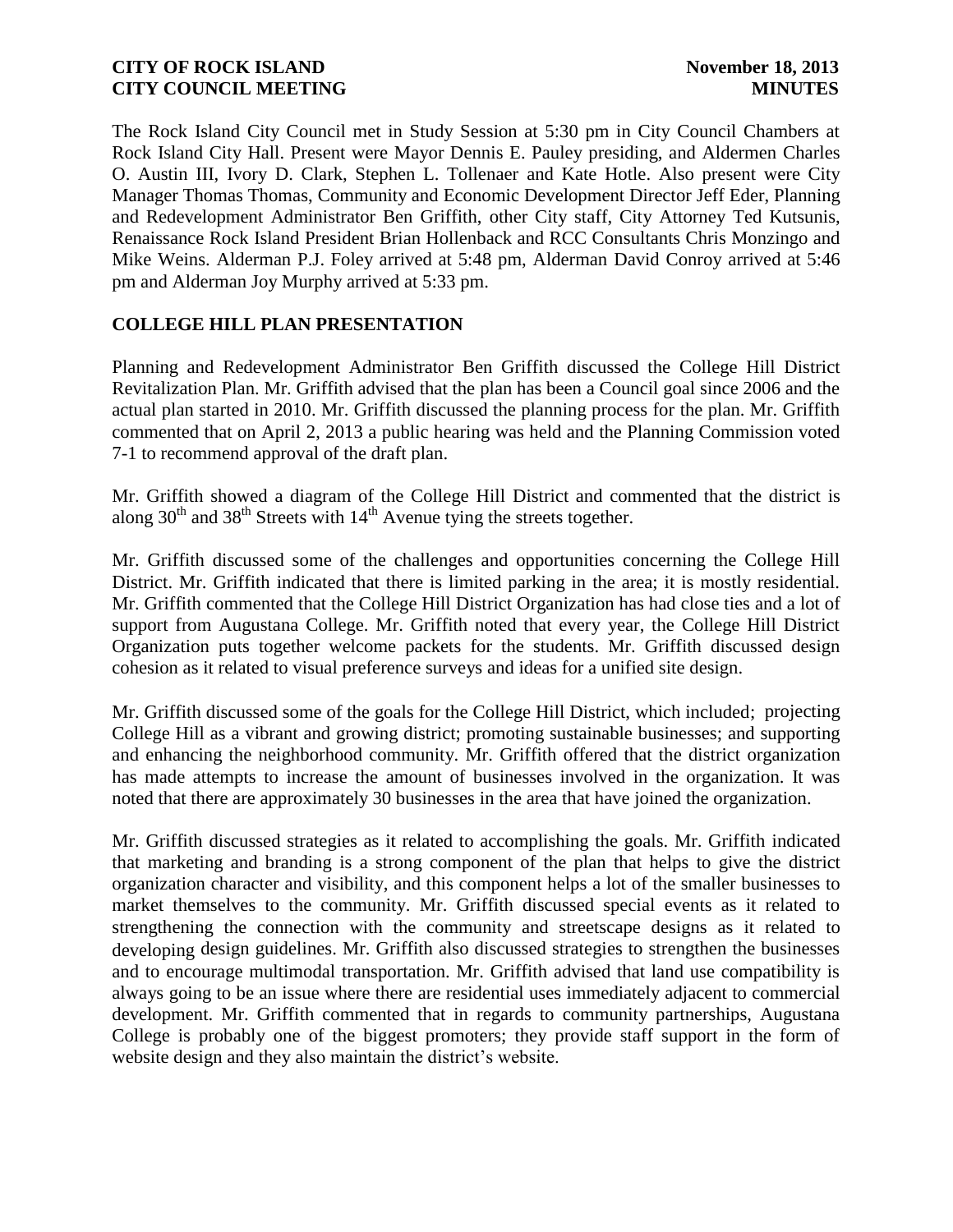The Rock Island City Council met in Study Session at 5:30 pm in City Council Chambers at Rock Island City Hall. Present were Mayor Dennis E. Pauley presiding, and Aldermen Charles O. Austin III, Ivory D. Clark, Stephen L. Tollenaer and Kate Hotle. Also present were City Manager Thomas Thomas, Community and Economic Development Director Jeff Eder, Planning and Redevelopment Administrator Ben Griffith, other City staff, City Attorney Ted Kutsunis, Renaissance Rock Island President Brian Hollenback and RCC Consultants Chris Monzingo and Mike Weins. Alderman P.J. Foley arrived at 5:48 pm, Alderman David Conroy arrived at 5:46 pm and Alderman Joy Murphy arrived at 5:33 pm.

## COLLEGE HILL PLAN PRESENTATION

Planning and Redevelopment Administrator Ben Griffith discussed the College Hill District Revitalization Plan. Mr. Griffith advised that the plan has been a Council goal since 2006 and the actual plan started in 2010. Mr. Griffith discussed the planning process for the plan. Mr. Griffith commented that on April 2, 2013 a public hearing was held and the Planning Commission voted 7-1 to recommend approval of the draft plan.

Mr. Griffith showed a diagram of the College Hill District and commented that the district is along 30th and 38th Streets with 14th Avenue tying the streets together.

Mr. Griffith discussed some of the challenges and opportunities concerning the College Hill District. Mr. Griffith indicated that there is limited parking in the area; it is mostly residential. Mr. Griffith commented that the College Hill District Organization has had close ties and a lot of support from Augustana College. Mr. Griffith noted that every year, the College Hill District Organization puts together welcome packets for the students. Mr. Griffith discussed design cohesion as it related to visual preference surveys and ideas for a unified site design.

Mr. Griffith discussed some of the goals for the College Hill District, which included; projecting College Hill as a vibrant and growing district; promoting sustainable businesses; and supporting and enhancing the neighborhood community. Mr. Griffith offered that the district organization has made attempts to increase the amount of businesses involved in the organization. It was noted that there are approximately 30 businesses in the area that have joined the organization.

Mr. Griffith discussed strategies as it related to accomplishing the goals. Mr. Griffith indicated that marketing and branding is a strong component of the plan that helps to give the district organization character and visibility, and this component helps a lot of the smaller businesses to market themselves to the community. Mr. Griffith discussed special events as it related to strengthening the connection with the community and streetscape designs as it related to developing design guidelines. Mr. Griffith also discussed strategies to strengthen the businesses and to encourage multimodal transportation. Mr. Griffith advised that land use compatibility is always going to be an issue where there are residential uses immediately adjacent to commercial development. Mr. Griffith commented that in regards to community partnerships, Augustana College is probably one of the biggest promoters; they provide staff support in the form of website design and they also maintain the district's website.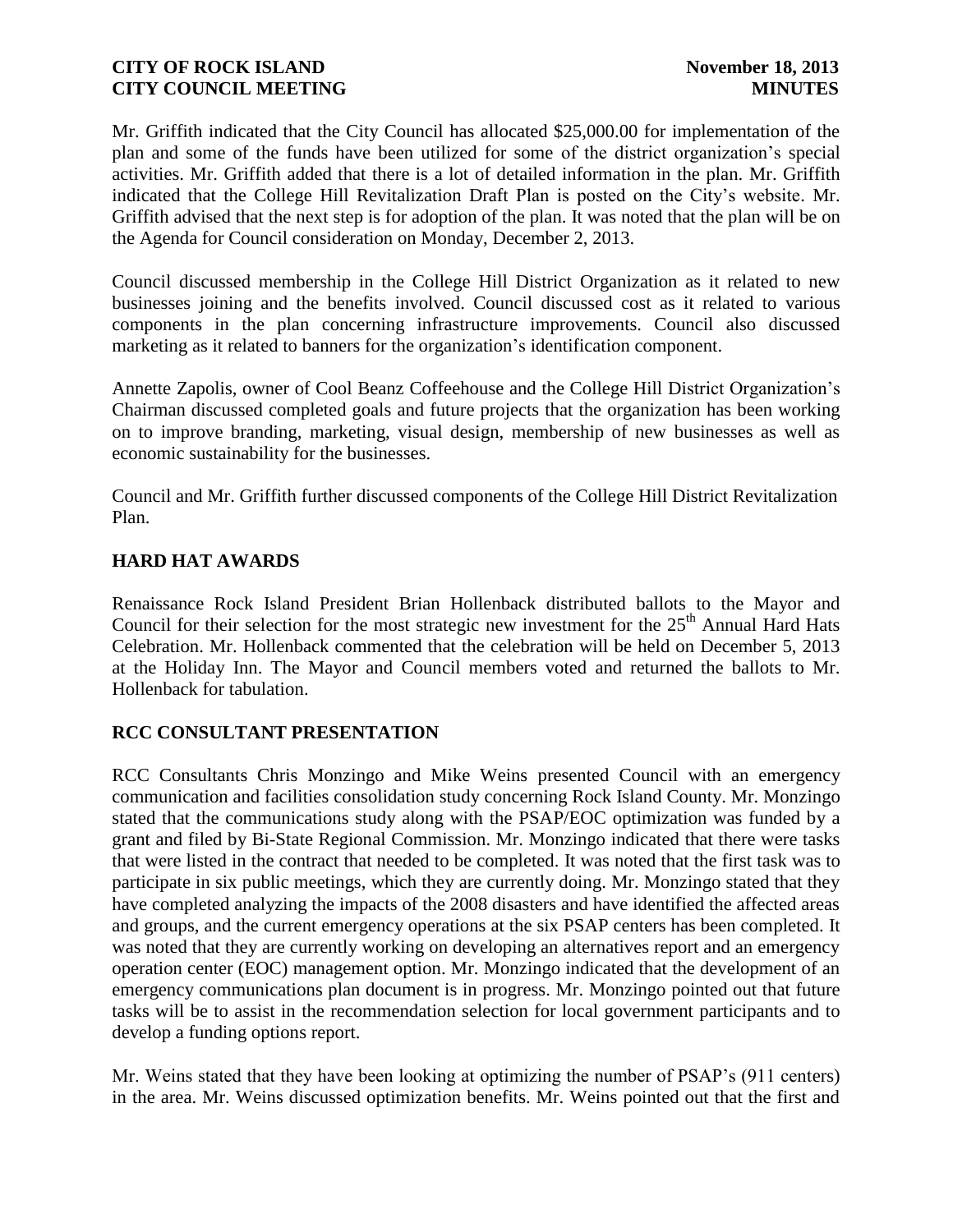Mr. Griffith indicated that the City Council has allocated $25,000.00 for implementation of the plan and some of the funds have been utilized for some of the district organization's special activities. Mr. Griffith added that there is a lot of detailed information in the plan. Mr. Griffith indicated that the College Hill Revitalization Draft Plan is posted on the City's website. Mr. Griffith advised that the next step is for adoption of the plan. It was noted that the plan will be on the Agenda for Council consideration on Monday, December 2, 2013.

Council discussed membership in the College Hill District Organization as it related to new businesses joining and the benefits involved. Council discussed cost as it related to various components in the plan concerning infrastructure improvements. Council also discussed marketing as it related to banners for the organization's identification component.

Annette Zapolis, owner of Cool Beanz Coffeehouse and the College Hill District Organization's Chairman discussed completed goals and future projects that the organization has been working on to improve branding, marketing, visual design, membership of new businesses as well as economic sustainability for the businesses.

Council and Mr. Griffith further discussed components of the College Hill District Revitalization Plan.

## HARD HAT AWARDS

Renaissance Rock Island President Brian Hollenback distributed ballots to the Mayor and Council for their selection for the most strategic new investment for the 25th Annual Hard Hats Celebration. Mr. Hollenback commented that the celebration will be held on December 5, 2013 at the Holiday Inn. The Mayor and Council members voted and returned the ballots to Mr. Hollenback for tabulation.

## RCC CONSULTANT PRESENTATION

RCC Consultants Chris Monzingo and Mike Weins presented Council with an emergency communication and facilities consolidation study concerning Rock Island County. Mr. Monzingo stated that the communications study along with the PSAP/EOC optimization was funded by a grant and filed by Bi-State Regional Commission. Mr. Monzingo indicated that there were tasks that were listed in the contract that needed to be completed. It was noted that the first task was to participate in six public meetings, which they are currently doing. Mr. Monzingo stated that they have completed analyzing the impacts of the 2008 disasters and have identified the affected areas and groups, and the current emergency operations at the six PSAP centers has been completed. It was noted that they are currently working on developing an alternatives report and an emergency operation center (EOC) management option. Mr. Monzingo indicated that the development of an emergency communications plan document is in progress. Mr. Monzingo pointed out that future tasks will be to assist in the recommendation selection for local government participants and to develop a funding options report.

Mr. Weins stated that they have been looking at optimizing the number of PSAP's (911 centers) in the area. Mr. Weins discussed optimization benefits. Mr. Weins pointed out that the first and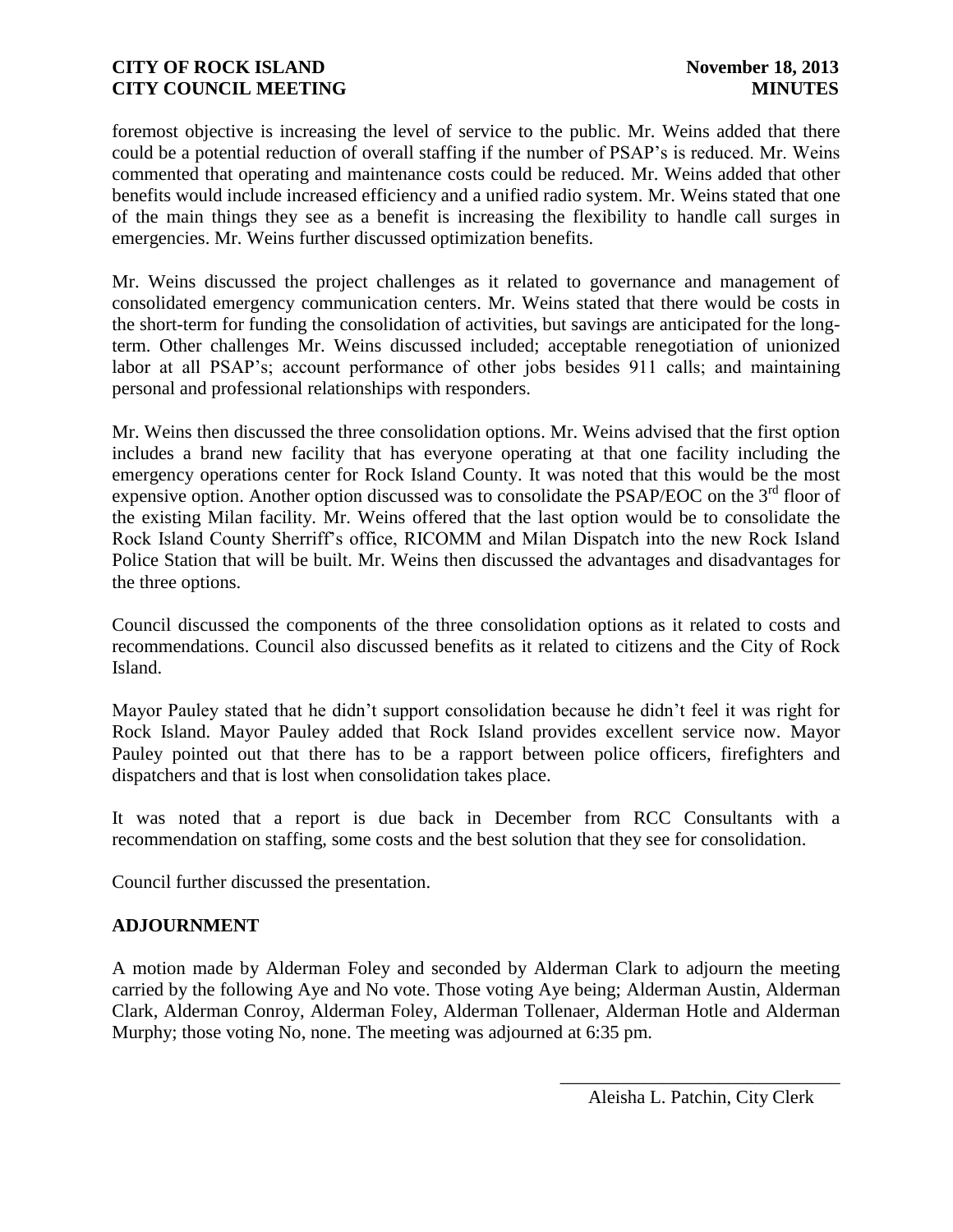foremost objective is increasing the level of service to the public. Mr. Weins added that there could be a potential reduction of overall staffing if the number of PSAP's is reduced. Mr. Weins commented that operating and maintenance costs could be reduced. Mr. Weins added that other benefits would include increased efficiency and a unified radio system. Mr. Weins stated that one of the main things they see as a benefit is increasing the flexibility to handle call surges in emergencies. Mr. Weins further discussed optimization benefits.

Mr. Weins discussed the project challenges as it related to governance and management of consolidated emergency communication centers. Mr. Weins stated that there would be costs in the short-term for funding the consolidation of activities, but savings are anticipated for the long-term. Other challenges Mr. Weins discussed included; acceptable renegotiation of unionized labor at all PSAP's; account performance of other jobs besides 911 calls; and maintaining personal and professional relationships with responders.

Mr. Weins then discussed the three consolidation options. Mr. Weins advised that the first option includes a brand new facility that has everyone operating at that one facility including the emergency operations center for Rock Island County. It was noted that this would be the most expensive option. Another option discussed was to consolidate the PSAP/EOC on the 3rd floor of the existing Milan facility. Mr. Weins offered that the last option would be to consolidate the Rock Island County Sherriff's office, RICOMM and Milan Dispatch into the new Rock Island Police Station that will be built. Mr. Weins then discussed the advantages and disadvantages for the three options.

Council discussed the components of the three consolidation options as it related to costs and recommendations. Council also discussed benefits as it related to citizens and the City of Rock Island.

Mayor Pauley stated that he didn't support consolidation because he didn't feel it was right for Rock Island. Mayor Pauley added that Rock Island provides excellent service now. Mayor Pauley pointed out that there has to be a rapport between police officers, firefighters and dispatchers and that is lost when consolidation takes place.

It was noted that a report is due back in December from RCC Consultants with a recommendation on staffing, some costs and the best solution that they see for consolidation.

Council further discussed the presentation.

**ADJOURNMENT**

A motion made by Alderman Foley and seconded by Alderman Clark to adjourn the meeting carried by the following Aye and No vote. Those voting Aye being; Alderman Austin, Alderman Clark, Alderman Conroy, Alderman Foley, Alderman Tollenaer, Alderman Hotle and Alderman Murphy; those voting No, none. The meeting was adjourned at 6:35 pm.

\_\_\_\_\_\_\_\_\_\_\_\_\_\_\_\_\_\_\_\_\_\_\_\_\_\_\_\_\_\_

Aleisha L. Patchin, City Clerk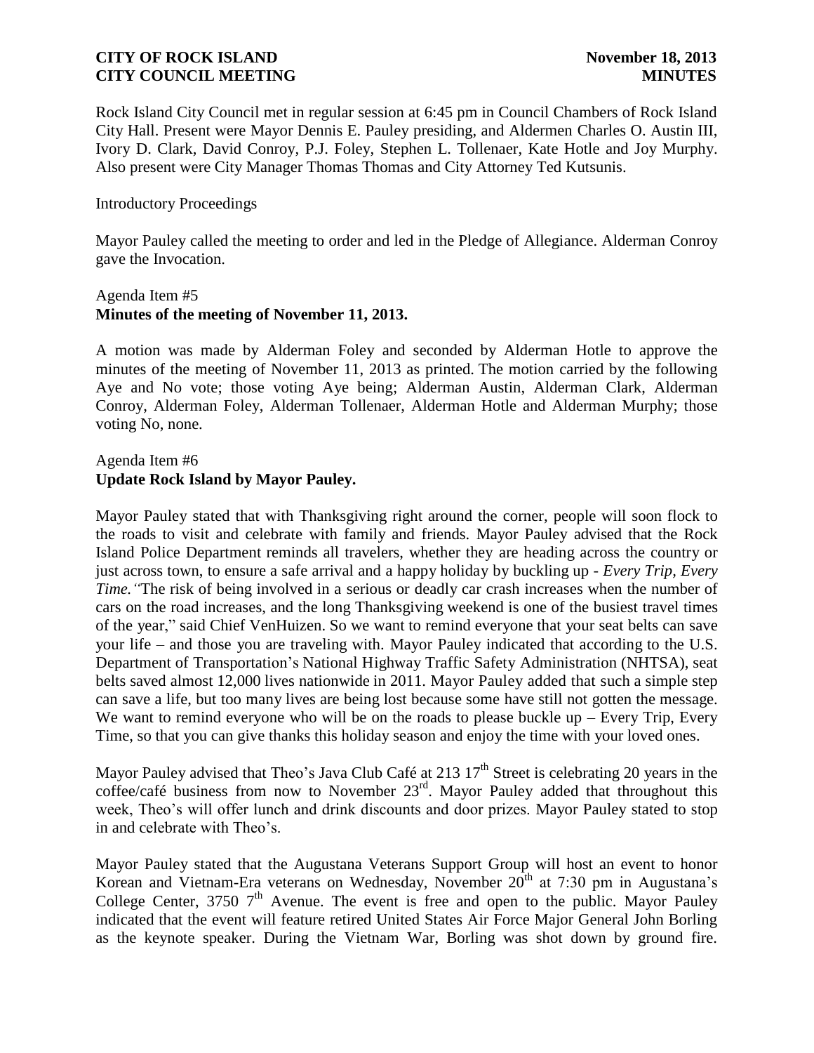Rock Island City Council met in regular session at 6:45 pm in Council Chambers of Rock Island City Hall. Present were Mayor Dennis E. Pauley presiding, and Aldermen Charles O. Austin III, Ivory D. Clark, David Conroy, P.J. Foley, Stephen L. Tollenaer, Kate Hotle and Joy Murphy. Also present were City Manager Thomas Thomas and City Attorney Ted Kutsunis.

Introductory Proceedings

Mayor Pauley called the meeting to order and led in the Pledge of Allegiance. Alderman Conroy gave the Invocation.

Agenda Item #5
**Minutes of the meeting of November 11, 2013.**

A motion was made by Alderman Foley and seconded by Alderman Hotle to approve the minutes of the meeting of November 11, 2013 as printed. The motion carried by the following Aye and No vote; those voting Aye being; Alderman Austin, Alderman Clark, Alderman Conroy, Alderman Foley, Alderman Tollenaer, Alderman Hotle and Alderman Murphy; those voting No, none.

Agenda Item #6
**Update Rock Island by Mayor Pauley.**

Mayor Pauley stated that with Thanksgiving right around the corner, people will soon flock to the roads to visit and celebrate with family and friends. Mayor Pauley advised that the Rock Island Police Department reminds all travelers, whether they are heading across the country or just across town, to ensure a safe arrival and a happy holiday by buckling up - *Every Trip, Every Time.* "The risk of being involved in a serious or deadly car crash increases when the number of cars on the road increases, and the long Thanksgiving weekend is one of the busiest travel times of the year," said Chief VenHuizen. So we want to remind everyone that your seat belts can save your life – and those you are traveling with. Mayor Pauley indicated that according to the U.S. Department of Transportation's National Highway Traffic Safety Administration (NHTSA), seat belts saved almost 12,000 lives nationwide in 2011. Mayor Pauley added that such a simple step can save a life, but too many lives are being lost because some have still not gotten the message. We want to remind everyone who will be on the roads to please buckle up – Every Trip, Every Time, so that you can give thanks this holiday season and enjoy the time with your loved ones.

Mayor Pauley advised that Theo's Java Club Café at 213 17th Street is celebrating 20 years in the coffee/café business from now to November 23rd. Mayor Pauley added that throughout this week, Theo's will offer lunch and drink discounts and door prizes. Mayor Pauley stated to stop in and celebrate with Theo's.

Mayor Pauley stated that the Augustana Veterans Support Group will host an event to honor Korean and Vietnam-Era veterans on Wednesday, November 20th at 7:30 pm in Augustana's College Center, 3750 7th Avenue. The event is free and open to the public. Mayor Pauley indicated that the event will feature retired United States Air Force Major General John Borling as the keynote speaker. During the Vietnam War, Borling was shot down by ground fire.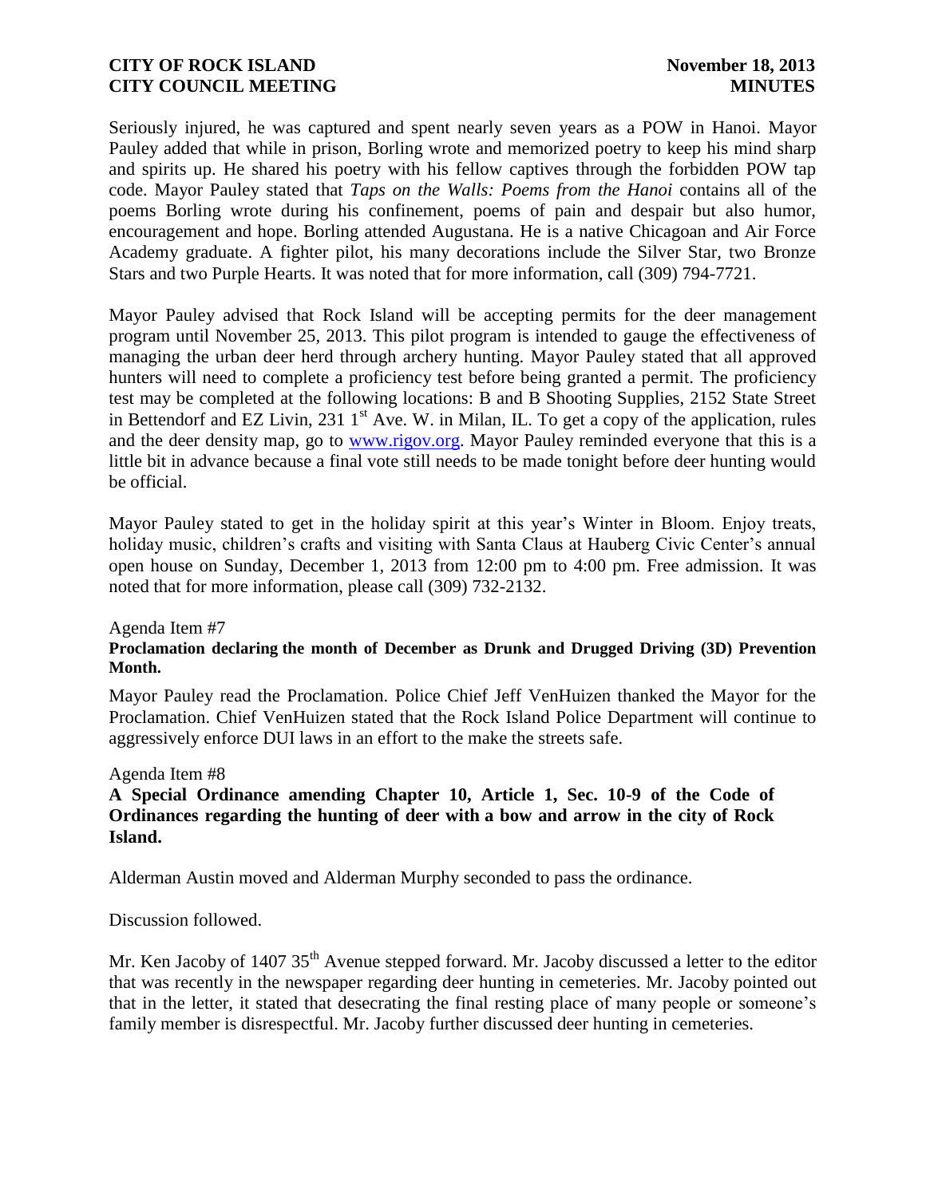Seriously injured, he was captured and spent nearly seven years as a POW in Hanoi. Mayor Pauley added that while in prison, Borling wrote and memorized poetry to keep his mind sharp and spirits up. He shared his poetry with his fellow captives through the forbidden POW tap code. Mayor Pauley stated that *Taps on the Walls: Poems from the Hanoi* contains all of the poems Borling wrote during his confinement, poems of pain and despair but also humor, encouragement and hope. Borling attended Augustana. He is a native Chicagoan and Air Force Academy graduate. A fighter pilot, his many decorations include the Silver Star, two Bronze Stars and two Purple Hearts. It was noted that for more information, call (309) 794-7721.

Mayor Pauley advised that Rock Island will be accepting permits for the deer management program until November 25, 2013. This pilot program is intended to gauge the effectiveness of managing the urban deer herd through archery hunting. Mayor Pauley stated that all approved hunters will need to complete a proficiency test before being granted a permit. The proficiency test may be completed at the following locations: B and B Shooting Supplies, 2152 State Street in Bettendorf and EZ Livin, 231 1st Ave. W. in Milan, IL. To get a copy of the application, rules and the deer density map, go to www.rigov.org. Mayor Pauley reminded everyone that this is a little bit in advance because a final vote still needs to be made tonight before deer hunting would be official.

Mayor Pauley stated to get in the holiday spirit at this year's Winter in Bloom. Enjoy treats, holiday music, children's crafts and visiting with Santa Claus at Hauberg Civic Center's annual open house on Sunday, December 1, 2013 from 12:00 pm to 4:00 pm. Free admission. It was noted that for more information, please call (309) 732-2132.

Agenda Item #7
**Proclamation declaring the month of December as Drunk and Drugged Driving (3D) Prevention Month.**

Mayor Pauley read the Proclamation. Police Chief Jeff VenHuizen thanked the Mayor for the Proclamation. Chief VenHuizen stated that the Rock Island Police Department will continue to aggressively enforce DUI laws in an effort to the make the streets safe.

Agenda Item #8
**A Special Ordinance amending Chapter 10, Article 1, Sec. 10-9 of the Code of Ordinances regarding the hunting of deer with a bow and arrow in the city of Rock Island.**

Alderman Austin moved and Alderman Murphy seconded to pass the ordinance.

Discussion followed.

Mr. Ken Jacoby of 1407 35th Avenue stepped forward. Mr. Jacoby discussed a letter to the editor that was recently in the newspaper regarding deer hunting in cemeteries. Mr. Jacoby pointed out that in the letter, it stated that desecrating the final resting place of many people or someone's family member is disrespectful. Mr. Jacoby further discussed deer hunting in cemeteries.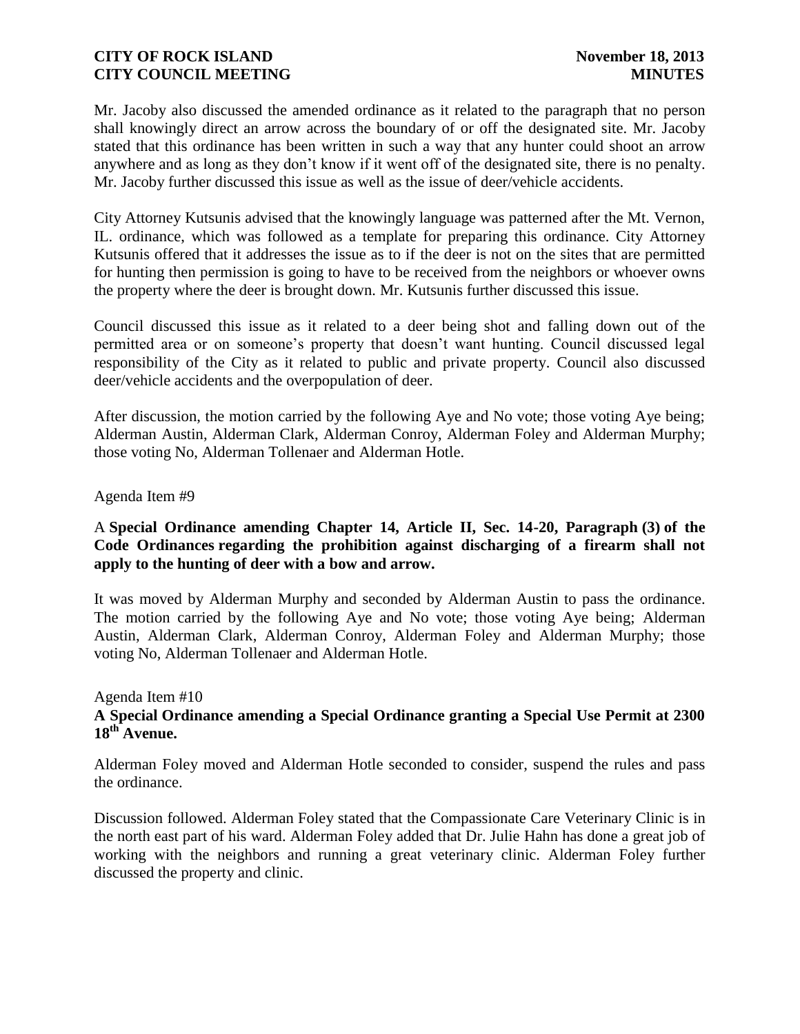Mr. Jacoby also discussed the amended ordinance as it related to the paragraph that no person shall knowingly direct an arrow across the boundary of or off the designated site. Mr. Jacoby stated that this ordinance has been written in such a way that any hunter could shoot an arrow anywhere and as long as they don't know if it went off of the designated site, there is no penalty. Mr. Jacoby further discussed this issue as well as the issue of deer/vehicle accidents.

City Attorney Kutsunis advised that the knowingly language was patterned after the Mt. Vernon, IL. ordinance, which was followed as a template for preparing this ordinance. City Attorney Kutsunis offered that it addresses the issue as to if the deer is not on the sites that are permitted for hunting then permission is going to have to be received from the neighbors or whoever owns the property where the deer is brought down. Mr. Kutsunis further discussed this issue.

Council discussed this issue as it related to a deer being shot and falling down out of the permitted area or on someone's property that doesn't want hunting. Council discussed legal responsibility of the City as it related to public and private property. Council also discussed deer/vehicle accidents and the overpopulation of deer.

After discussion, the motion carried by the following Aye and No vote; those voting Aye being; Alderman Austin, Alderman Clark, Alderman Conroy, Alderman Foley and Alderman Murphy; those voting No, Alderman Tollenaer and Alderman Hotle.

Agenda Item #9

A **Special Ordinance amending Chapter 14, Article II, Sec. 14-20, Paragraph (3) of the Code Ordinances regarding the prohibition against discharging of a firearm shall not apply to the hunting of deer with a bow and arrow.**

It was moved by Alderman Murphy and seconded by Alderman Austin to pass the ordinance. The motion carried by the following Aye and No vote; those voting Aye being; Alderman Austin, Alderman Clark, Alderman Conroy, Alderman Foley and Alderman Murphy; those voting No, Alderman Tollenaer and Alderman Hotle.

Agenda Item #10

**A Special Ordinance amending a Special Ordinance granting a Special Use Permit at 2300 18th Avenue.**

Alderman Foley moved and Alderman Hotle seconded to consider, suspend the rules and pass the ordinance.

Discussion followed. Alderman Foley stated that the Compassionate Care Veterinary Clinic is in the north east part of his ward. Alderman Foley added that Dr. Julie Hahn has done a great job of working with the neighbors and running a great veterinary clinic. Alderman Foley further discussed the property and clinic.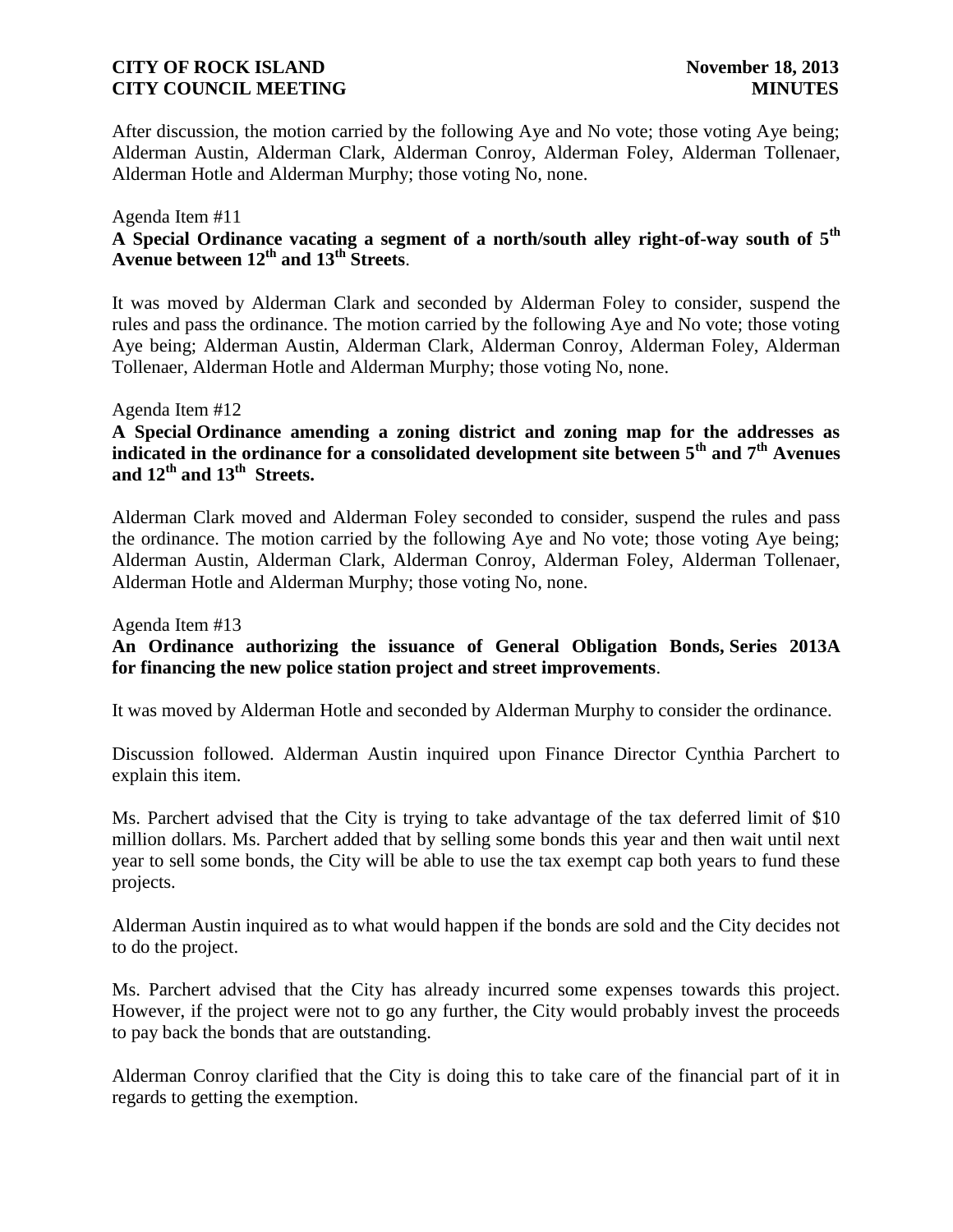After discussion, the motion carried by the following Aye and No vote; those voting Aye being; Alderman Austin, Alderman Clark, Alderman Conroy, Alderman Foley, Alderman Tollenaer, Alderman Hotle and Alderman Murphy; those voting No, none.

Agenda Item #11

**A Special Ordinance vacating a segment of a north/south alley right-of-way south of 5th Avenue between 12th and 13th Streets**.

It was moved by Alderman Clark and seconded by Alderman Foley to consider, suspend the rules and pass the ordinance. The motion carried by the following Aye and No vote; those voting Aye being; Alderman Austin, Alderman Clark, Alderman Conroy, Alderman Foley, Alderman Tollenaer, Alderman Hotle and Alderman Murphy; those voting No, none.

Agenda Item #12

**A Special Ordinance amending a zoning district and zoning map for the addresses as indicated in the ordinance for a consolidated development site between 5th and 7th Avenues and 12th and 13th Streets.**

Alderman Clark moved and Alderman Foley seconded to consider, suspend the rules and pass the ordinance. The motion carried by the following Aye and No vote; those voting Aye being; Alderman Austin, Alderman Clark, Alderman Conroy, Alderman Foley, Alderman Tollenaer, Alderman Hotle and Alderman Murphy; those voting No, none.

Agenda Item #13

**An Ordinance authorizing the issuance of General Obligation Bonds, Series 2013A for financing the new police station project and street improvements**.

It was moved by Alderman Hotle and seconded by Alderman Murphy to consider the ordinance.

Discussion followed. Alderman Austin inquired upon Finance Director Cynthia Parchert to explain this item.

Ms. Parchert advised that the City is trying to take advantage of the tax deferred limit of $10 million dollars. Ms. Parchert added that by selling some bonds this year and then wait until next year to sell some bonds, the City will be able to use the tax exempt cap both years to fund these projects.

Alderman Austin inquired as to what would happen if the bonds are sold and the City decides not to do the project.

Ms. Parchert advised that the City has already incurred some expenses towards this project. However, if the project were not to go any further, the City would probably invest the proceeds to pay back the bonds that are outstanding.

Alderman Conroy clarified that the City is doing this to take care of the financial part of it in regards to getting the exemption.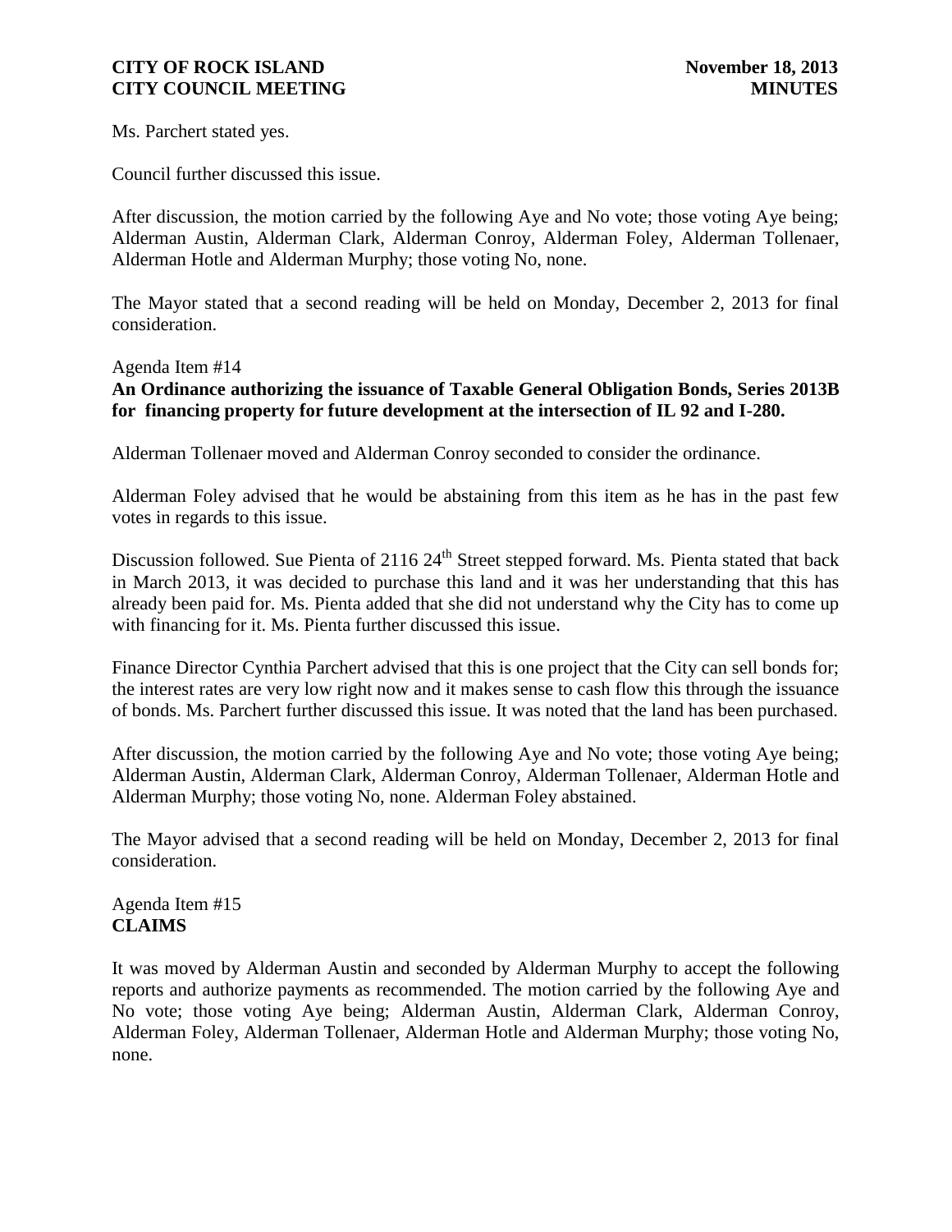Ms. Parchert stated yes.

Council further discussed this issue.

After discussion, the motion carried by the following Aye and No vote; those voting Aye being; Alderman Austin, Alderman Clark, Alderman Conroy, Alderman Foley, Alderman Tollenaer, Alderman Hotle and Alderman Murphy; those voting No, none.

The Mayor stated that a second reading will be held on Monday, December 2, 2013 for final consideration.

Agenda Item #14

**An Ordinance authorizing the issuance of Taxable General Obligation Bonds, Series 2013B for financing property for future development at the intersection of IL 92 and I-280.**

Alderman Tollenaer moved and Alderman Conroy seconded to consider the ordinance.

Alderman Foley advised that he would be abstaining from this item as he has in the past few votes in regards to this issue.

Discussion followed. Sue Pienta of 2116 24th Street stepped forward. Ms. Pienta stated that back in March 2013, it was decided to purchase this land and it was her understanding that this has already been paid for. Ms. Pienta added that she did not understand why the City has to come up with financing for it. Ms. Pienta further discussed this issue.

Finance Director Cynthia Parchert advised that this is one project that the City can sell bonds for; the interest rates are very low right now and it makes sense to cash flow this through the issuance of bonds. Ms. Parchert further discussed this issue. It was noted that the land has been purchased.

After discussion, the motion carried by the following Aye and No vote; those voting Aye being; Alderman Austin, Alderman Clark, Alderman Conroy, Alderman Tollenaer, Alderman Hotle and Alderman Murphy; those voting No, none. Alderman Foley abstained.

The Mayor advised that a second reading will be held on Monday, December 2, 2013 for final consideration.

Agenda Item #15

**CLAIMS**

It was moved by Alderman Austin and seconded by Alderman Murphy to accept the following reports and authorize payments as recommended. The motion carried by the following Aye and No vote; those voting Aye being; Alderman Austin, Alderman Clark, Alderman Conroy, Alderman Foley, Alderman Tollenaer, Alderman Hotle and Alderman Murphy; those voting No, none.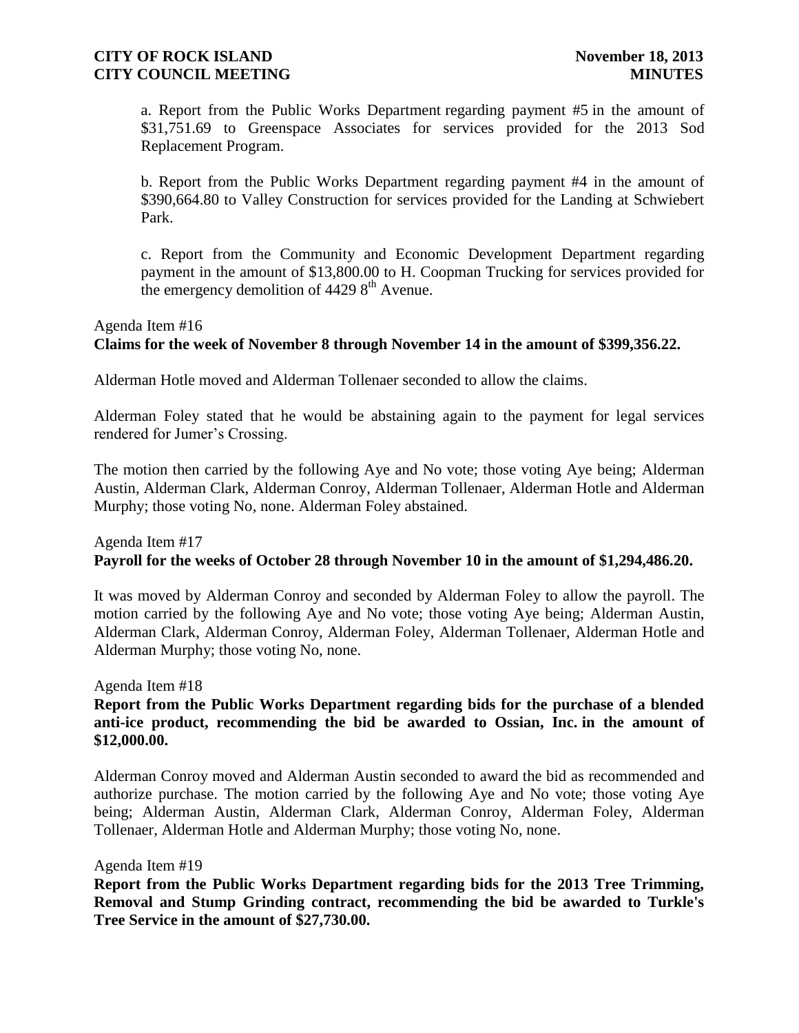a. Report from the Public Works Department regarding payment #5 in the amount of $31,751.69 to Greenspace Associates for services provided for the 2013 Sod Replacement Program.

b. Report from the Public Works Department regarding payment #4 in the amount of $390,664.80 to Valley Construction for services provided for the Landing at Schwiebert Park.

c. Report from the Community and Economic Development Department regarding payment in the amount of $13,800.00 to H. Coopman Trucking for services provided for the emergency demolition of 4429 8th Avenue.

Agenda Item #16
**Claims for the week of November 8 through November 14 in the amount of $399,356.22.**

Alderman Hotle moved and Alderman Tollenaer seconded to allow the claims.

Alderman Foley stated that he would be abstaining again to the payment for legal services rendered for Jumer's Crossing.

The motion then carried by the following Aye and No vote; those voting Aye being; Alderman Austin, Alderman Clark, Alderman Conroy, Alderman Tollenaer, Alderman Hotle and Alderman Murphy; those voting No, none. Alderman Foley abstained.

Agenda Item #17
**Payroll for the weeks of October 28 through November 10 in the amount of $1,294,486.20.**

It was moved by Alderman Conroy and seconded by Alderman Foley to allow the payroll. The motion carried by the following Aye and No vote; those voting Aye being; Alderman Austin, Alderman Clark, Alderman Conroy, Alderman Foley, Alderman Tollenaer, Alderman Hotle and Alderman Murphy; those voting No, none.

Agenda Item #18
**Report from the Public Works Department regarding bids for the purchase of a blended anti-ice product, recommending the bid be awarded to Ossian, Inc. in the amount of $12,000.00.**

Alderman Conroy moved and Alderman Austin seconded to award the bid as recommended and authorize purchase. The motion carried by the following Aye and No vote; those voting Aye being; Alderman Austin, Alderman Clark, Alderman Conroy, Alderman Foley, Alderman Tollenaer, Alderman Hotle and Alderman Murphy; those voting No, none.

Agenda Item #19
**Report from the Public Works Department regarding bids for the 2013 Tree Trimming, Removal and Stump Grinding contract, recommending the bid be awarded to Turkle's Tree Service in the amount of $27,730.00.**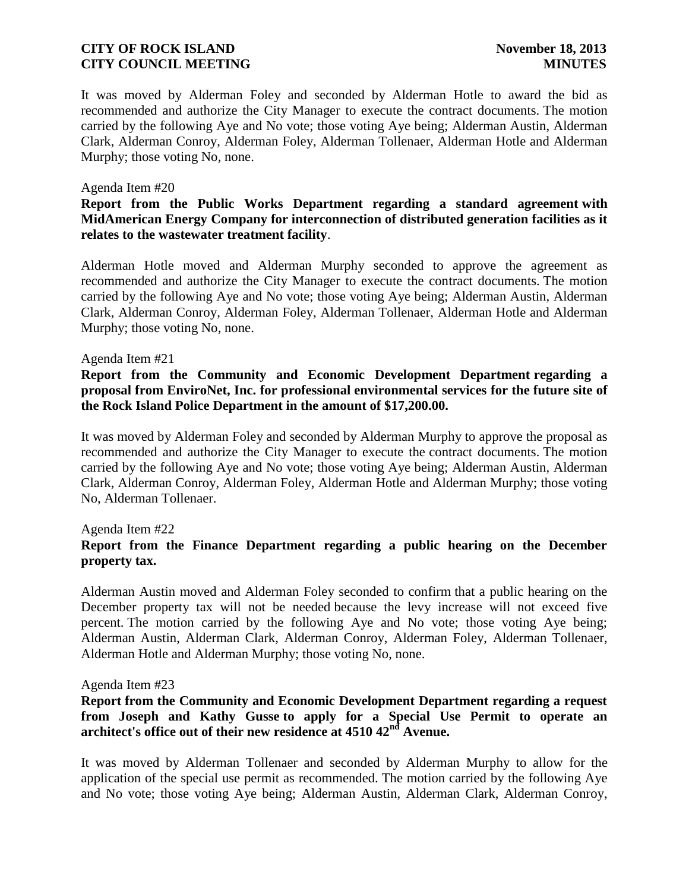It was moved by Alderman Foley and seconded by Alderman Hotle to award the bid as recommended and authorize the City Manager to execute the contract documents. The motion carried by the following Aye and No vote; those voting Aye being; Alderman Austin, Alderman Clark, Alderman Conroy, Alderman Foley, Alderman Tollenaer, Alderman Hotle and Alderman Murphy; those voting No, none.

Agenda Item #20

**Report from the Public Works Department regarding a standard agreement with MidAmerican Energy Company for interconnection of distributed generation facilities as it relates to the wastewater treatment facility**.

Alderman Hotle moved and Alderman Murphy seconded to approve the agreement as recommended and authorize the City Manager to execute the contract documents. The motion carried by the following Aye and No vote; those voting Aye being; Alderman Austin, Alderman Clark, Alderman Conroy, Alderman Foley, Alderman Tollenaer, Alderman Hotle and Alderman Murphy; those voting No, none.

Agenda Item #21

**Report from the Community and Economic Development Department regarding a proposal from EnviroNet, Inc. for professional environmental services for the future site of the Rock Island Police Department in the amount of $17,200.00.**

It was moved by Alderman Foley and seconded by Alderman Murphy to approve the proposal as recommended and authorize the City Manager to execute the contract documents. The motion carried by the following Aye and No vote; those voting Aye being; Alderman Austin, Alderman Clark, Alderman Conroy, Alderman Foley, Alderman Hotle and Alderman Murphy; those voting No, Alderman Tollenaer.

Agenda Item #22

**Report from the Finance Department regarding a public hearing on the December property tax.**

Alderman Austin moved and Alderman Foley seconded to confirm that a public hearing on the December property tax will not be needed because the levy increase will not exceed five percent. The motion carried by the following Aye and No vote; those voting Aye being; Alderman Austin, Alderman Clark, Alderman Conroy, Alderman Foley, Alderman Tollenaer, Alderman Hotle and Alderman Murphy; those voting No, none.

Agenda Item #23

**Report from the Community and Economic Development Department regarding a request from Joseph and Kathy Gusse to apply for a Special Use Permit to operate an architect's office out of their new residence at 4510 42nd Avenue.**

It was moved by Alderman Tollenaer and seconded by Alderman Murphy to allow for the application of the special use permit as recommended. The motion carried by the following Aye and No vote; those voting Aye being; Alderman Austin, Alderman Clark, Alderman Conroy,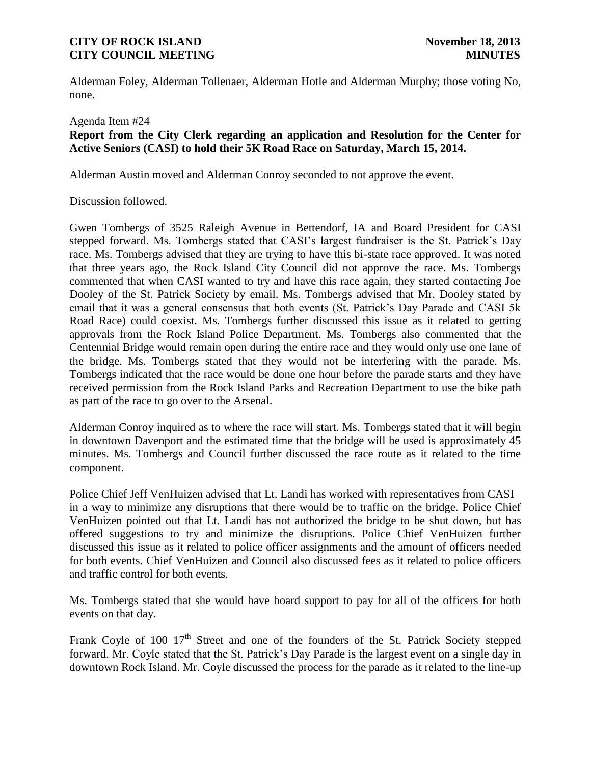Alderman Foley, Alderman Tollenaer, Alderman Hotle and Alderman Murphy; those voting No, none.

Agenda Item #24

**Report from the City Clerk regarding an application and Resolution for the Center for Active Seniors (CASI) to hold their 5K Road Race on Saturday, March 15, 2014.**

Alderman Austin moved and Alderman Conroy seconded to not approve the event.

Discussion followed.

Gwen Tombergs of 3525 Raleigh Avenue in Bettendorf, IA and Board President for CASI stepped forward. Ms. Tombergs stated that CASI's largest fundraiser is the St. Patrick's Day race. Ms. Tombergs advised that they are trying to have this bi-state race approved. It was noted that three years ago, the Rock Island City Council did not approve the race. Ms. Tombergs commented that when CASI wanted to try and have this race again, they started contacting Joe Dooley of the St. Patrick Society by email. Ms. Tombergs advised that Mr. Dooley stated by email that it was a general consensus that both events (St. Patrick's Day Parade and CASI 5k Road Race) could coexist. Ms. Tombergs further discussed this issue as it related to getting approvals from the Rock Island Police Department. Ms. Tombergs also commented that the Centennial Bridge would remain open during the entire race and they would only use one lane of the bridge. Ms. Tombergs stated that they would not be interfering with the parade. Ms. Tombergs indicated that the race would be done one hour before the parade starts and they have received permission from the Rock Island Parks and Recreation Department to use the bike path as part of the race to go over to the Arsenal.

Alderman Conroy inquired as to where the race will start. Ms. Tombergs stated that it will begin in downtown Davenport and the estimated time that the bridge will be used is approximately 45 minutes. Ms. Tombergs and Council further discussed the race route as it related to the time component.

Police Chief Jeff VenHuizen advised that Lt. Landi has worked with representatives from CASI in a way to minimize any disruptions that there would be to traffic on the bridge. Police Chief VenHuizen pointed out that Lt. Landi has not authorized the bridge to be shut down, but has offered suggestions to try and minimize the disruptions. Police Chief VenHuizen further discussed this issue as it related to police officer assignments and the amount of officers needed for both events. Chief VenHuizen and Council also discussed fees as it related to police officers and traffic control for both events.

Ms. Tombergs stated that she would have board support to pay for all of the officers for both events on that day.

Frank Coyle of 100 17th Street and one of the founders of the St. Patrick Society stepped forward. Mr. Coyle stated that the St. Patrick's Day Parade is the largest event on a single day in downtown Rock Island. Mr. Coyle discussed the process for the parade as it related to the line-up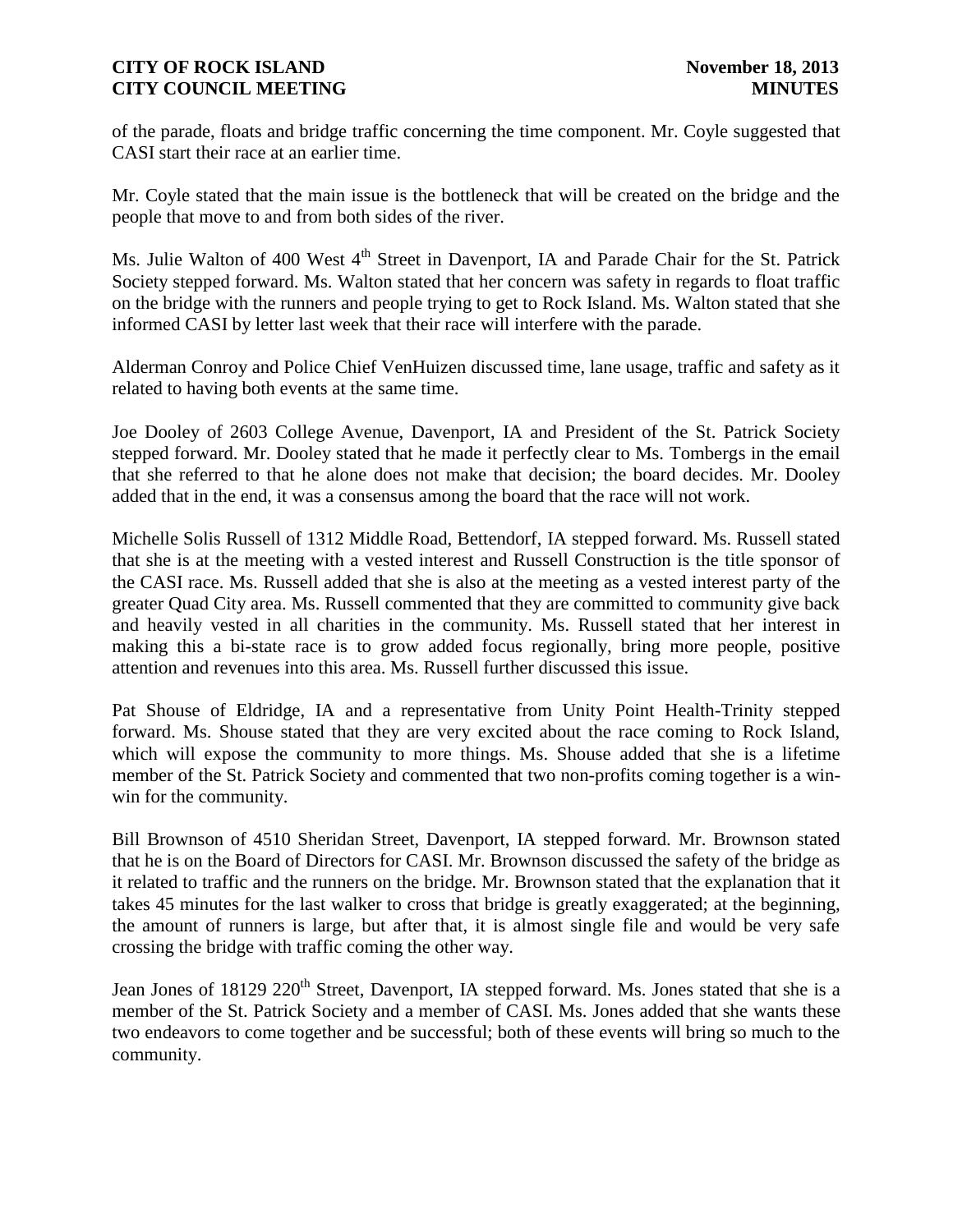of the parade, floats and bridge traffic concerning the time component. Mr. Coyle suggested that CASI start their race at an earlier time.

Mr. Coyle stated that the main issue is the bottleneck that will be created on the bridge and the people that move to and from both sides of the river.

Ms. Julie Walton of 400 West 4th Street in Davenport, IA and Parade Chair for the St. Patrick Society stepped forward. Ms. Walton stated that her concern was safety in regards to float traffic on the bridge with the runners and people trying to get to Rock Island. Ms. Walton stated that she informed CASI by letter last week that their race will interfere with the parade.

Alderman Conroy and Police Chief VenHuizen discussed time, lane usage, traffic and safety as it related to having both events at the same time.

Joe Dooley of 2603 College Avenue, Davenport, IA and President of the St. Patrick Society stepped forward. Mr. Dooley stated that he made it perfectly clear to Ms. Tombergs in the email that she referred to that he alone does not make that decision; the board decides. Mr. Dooley added that in the end, it was a consensus among the board that the race will not work.

Michelle Solis Russell of 1312 Middle Road, Bettendorf, IA stepped forward. Ms. Russell stated that she is at the meeting with a vested interest and Russell Construction is the title sponsor of the CASI race. Ms. Russell added that she is also at the meeting as a vested interest party of the greater Quad City area. Ms. Russell commented that they are committed to community give back and heavily vested in all charities in the community. Ms. Russell stated that her interest in making this a bi-state race is to grow added focus regionally, bring more people, positive attention and revenues into this area. Ms. Russell further discussed this issue.

Pat Shouse of Eldridge, IA and a representative from Unity Point Health-Trinity stepped forward. Ms. Shouse stated that they are very excited about the race coming to Rock Island, which will expose the community to more things. Ms. Shouse added that she is a lifetime member of the St. Patrick Society and commented that two non-profits coming together is a win-win for the community.

Bill Brownson of 4510 Sheridan Street, Davenport, IA stepped forward. Mr. Brownson stated that he is on the Board of Directors for CASI. Mr. Brownson discussed the safety of the bridge as it related to traffic and the runners on the bridge. Mr. Brownson stated that the explanation that it takes 45 minutes for the last walker to cross that bridge is greatly exaggerated; at the beginning, the amount of runners is large, but after that, it is almost single file and would be very safe crossing the bridge with traffic coming the other way.

Jean Jones of 18129 220th Street, Davenport, IA stepped forward. Ms. Jones stated that she is a member of the St. Patrick Society and a member of CASI. Ms. Jones added that she wants these two endeavors to come together and be successful; both of these events will bring so much to the community.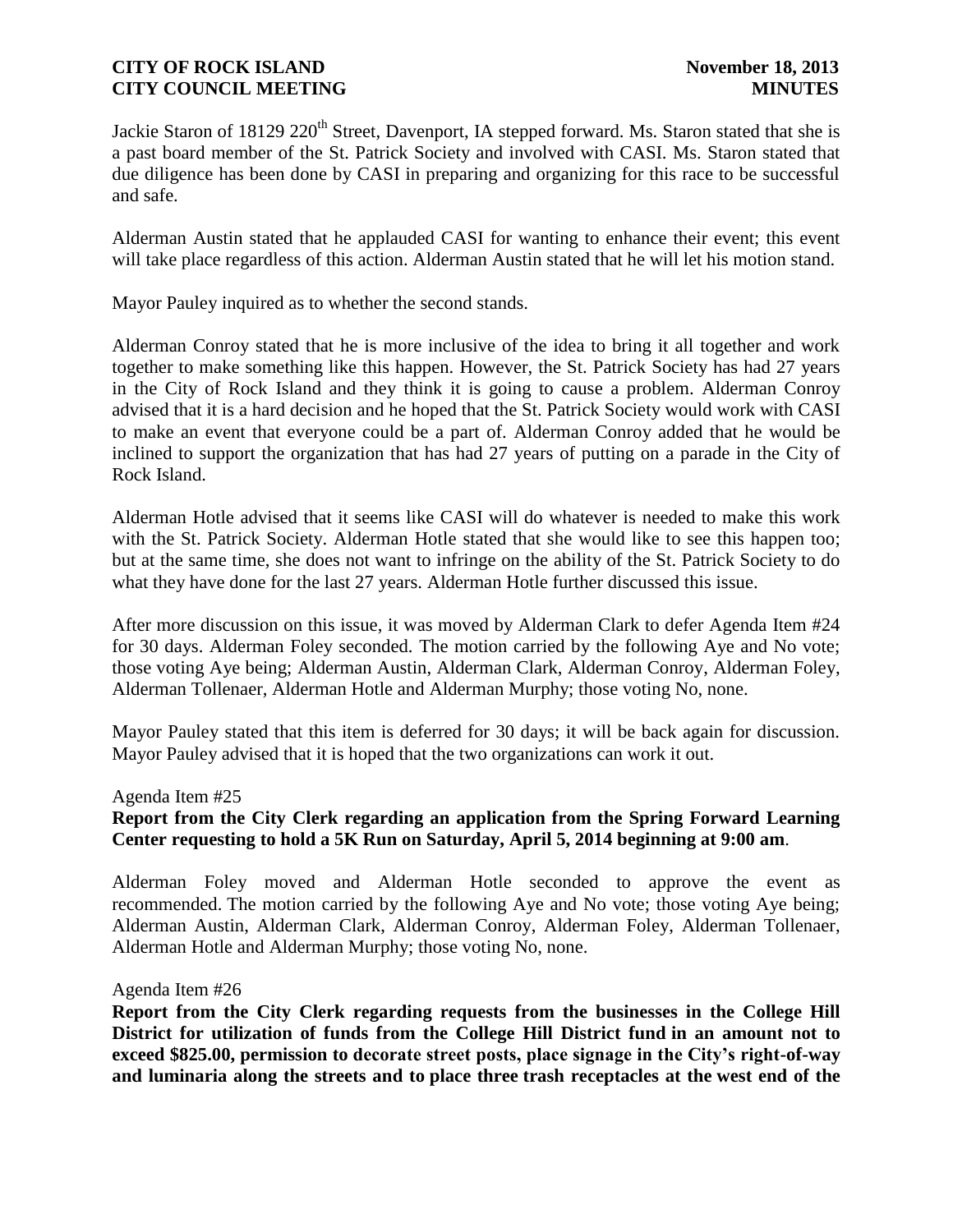Jackie Staron of 18129 220th Street, Davenport, IA stepped forward. Ms. Staron stated that she is a past board member of the St. Patrick Society and involved with CASI. Ms. Staron stated that due diligence has been done by CASI in preparing and organizing for this race to be successful and safe.

Alderman Austin stated that he applauded CASI for wanting to enhance their event; this event will take place regardless of this action. Alderman Austin stated that he will let his motion stand.

Mayor Pauley inquired as to whether the second stands.

Alderman Conroy stated that he is more inclusive of the idea to bring it all together and work together to make something like this happen. However, the St. Patrick Society has had 27 years in the City of Rock Island and they think it is going to cause a problem. Alderman Conroy advised that it is a hard decision and he hoped that the St. Patrick Society would work with CASI to make an event that everyone could be a part of. Alderman Conroy added that he would be inclined to support the organization that has had 27 years of putting on a parade in the City of Rock Island.

Alderman Hotle advised that it seems like CASI will do whatever is needed to make this work with the St. Patrick Society. Alderman Hotle stated that she would like to see this happen too; but at the same time, she does not want to infringe on the ability of the St. Patrick Society to do what they have done for the last 27 years. Alderman Hotle further discussed this issue.

After more discussion on this issue, it was moved by Alderman Clark to defer Agenda Item #24 for 30 days. Alderman Foley seconded. The motion carried by the following Aye and No vote; those voting Aye being; Alderman Austin, Alderman Clark, Alderman Conroy, Alderman Foley, Alderman Tollenaer, Alderman Hotle and Alderman Murphy; those voting No, none.

Mayor Pauley stated that this item is deferred for 30 days; it will be back again for discussion. Mayor Pauley advised that it is hoped that the two organizations can work it out.

Agenda Item #25

**Report from the City Clerk regarding an application from the Spring Forward Learning Center requesting to hold a 5K Run on Saturday, April 5, 2014 beginning at 9:00 am**.

Alderman Foley moved and Alderman Hotle seconded to approve the event as recommended. The motion carried by the following Aye and No vote; those voting Aye being; Alderman Austin, Alderman Clark, Alderman Conroy, Alderman Foley, Alderman Tollenaer, Alderman Hotle and Alderman Murphy; those voting No, none.

Agenda Item #26

**Report from the City Clerk regarding requests from the businesses in the College Hill District for utilization of funds from the College Hill District fund in an amount not to exceed $825.00, permission to decorate street posts, place signage in the City's right-of-way and luminaria along the streets and to place three trash receptacles at the west end of the**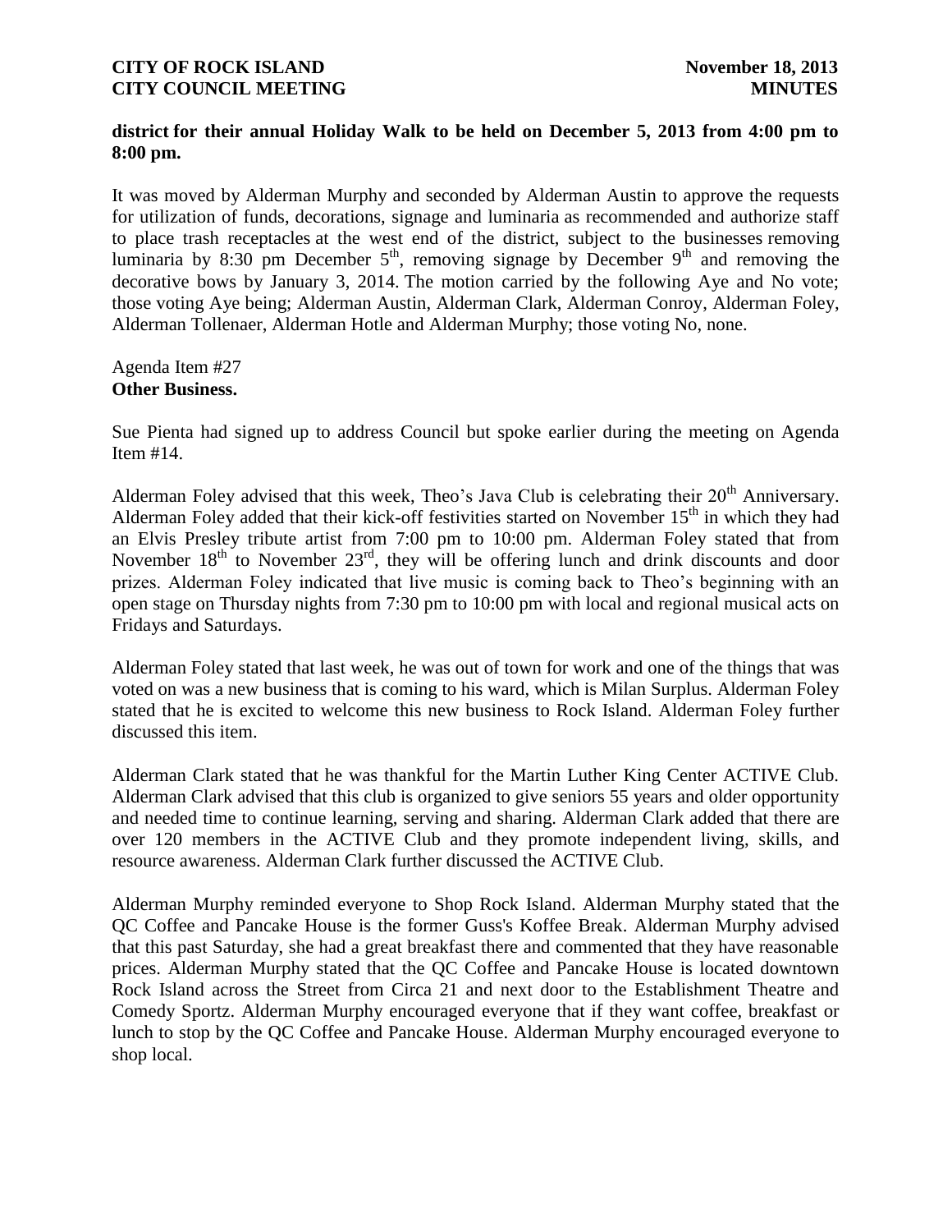**district for their annual Holiday Walk to be held on December 5, 2013 from 4:00 pm to 8:00 pm.**

It was moved by Alderman Murphy and seconded by Alderman Austin to approve the requests for utilization of funds, decorations, signage and luminaria as recommended and authorize staff to place trash receptacles at the west end of the district, subject to the businesses removing luminaria by 8:30 pm December 5th, removing signage by December 9th and removing the decorative bows by January 3, 2014. The motion carried by the following Aye and No vote; those voting Aye being; Alderman Austin, Alderman Clark, Alderman Conroy, Alderman Foley, Alderman Tollenaer, Alderman Hotle and Alderman Murphy; those voting No, none.

Agenda Item #27
**Other Business.**

Sue Pienta had signed up to address Council but spoke earlier during the meeting on Agenda Item #14.

Alderman Foley advised that this week, Theo's Java Club is celebrating their 20th Anniversary. Alderman Foley added that their kick-off festivities started on November 15th in which they had an Elvis Presley tribute artist from 7:00 pm to 10:00 pm. Alderman Foley stated that from November 18th to November 23rd, they will be offering lunch and drink discounts and door prizes. Alderman Foley indicated that live music is coming back to Theo's beginning with an open stage on Thursday nights from 7:30 pm to 10:00 pm with local and regional musical acts on Fridays and Saturdays.

Alderman Foley stated that last week, he was out of town for work and one of the things that was voted on was a new business that is coming to his ward, which is Milan Surplus. Alderman Foley stated that he is excited to welcome this new business to Rock Island. Alderman Foley further discussed this item.

Alderman Clark stated that he was thankful for the Martin Luther King Center ACTIVE Club. Alderman Clark advised that this club is organized to give seniors 55 years and older opportunity and needed time to continue learning, serving and sharing. Alderman Clark added that there are over 120 members in the ACTIVE Club and they promote independent living, skills, and resource awareness. Alderman Clark further discussed the ACTIVE Club.

Alderman Murphy reminded everyone to Shop Rock Island. Alderman Murphy stated that the QC Coffee and Pancake House is the former Guss's Koffee Break. Alderman Murphy advised that this past Saturday, she had a great breakfast there and commented that they have reasonable prices. Alderman Murphy stated that the QC Coffee and Pancake House is located downtown Rock Island across the Street from Circa 21 and next door to the Establishment Theatre and Comedy Sportz. Alderman Murphy encouraged everyone that if they want coffee, breakfast or lunch to stop by the QC Coffee and Pancake House. Alderman Murphy encouraged everyone to shop local.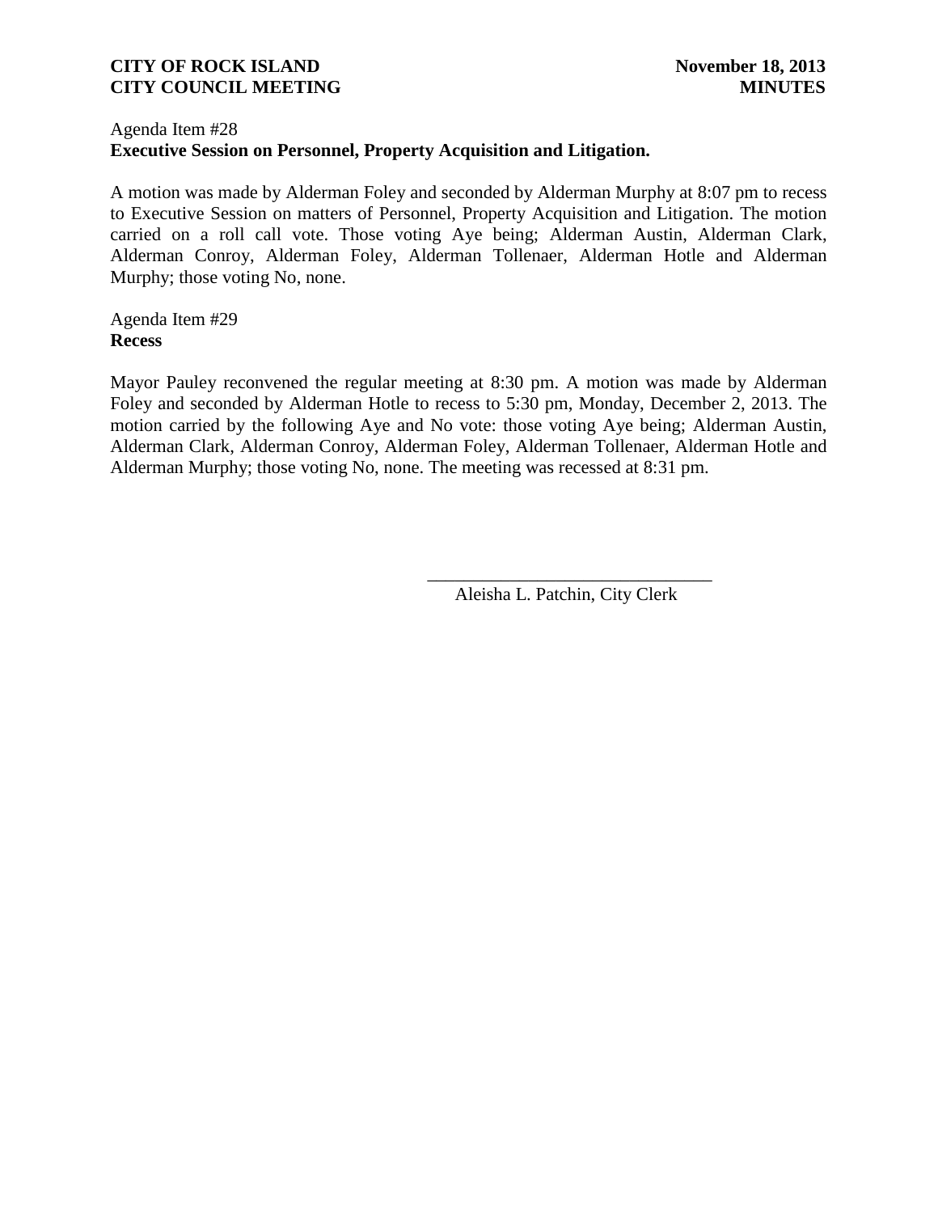Agenda Item #28
**Executive Session on Personnel, Property Acquisition and Litigation.**

A motion was made by Alderman Foley and seconded by Alderman Murphy at 8:07 pm to recess to Executive Session on matters of Personnel, Property Acquisition and Litigation. The motion carried on a roll call vote. Those voting Aye being; Alderman Austin, Alderman Clark, Alderman Conroy, Alderman Foley, Alderman Tollenaer, Alderman Hotle and Alderman Murphy; those voting No, none.

Agenda Item #29
**Recess**

Mayor Pauley reconvened the regular meeting at 8:30 pm. A motion was made by Alderman Foley and seconded by Alderman Hotle to recess to 5:30 pm, Monday, December 2, 2013. The motion carried by the following Aye and No vote: those voting Aye being; Alderman Austin, Alderman Clark, Alderman Conroy, Alderman Foley, Alderman Tollenaer, Alderman Hotle and Alderman Murphy; those voting No, none. The meeting was recessed at 8:31 pm.

_______________________________
Aleisha L. Patchin, City Clerk